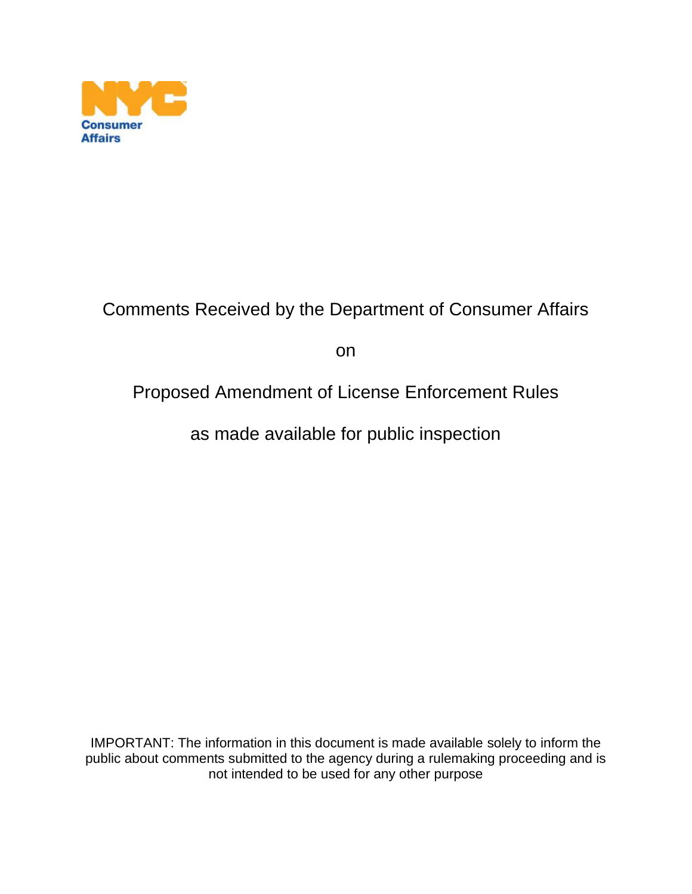NYC Consumer Affairs

# Comments Received by the Department of Consumer Affairs

on

# Proposed Amendment of License Enforcement Rules

as made available for public inspection

IMPORTANT: The information in this document is made available solely to inform the public about comments submitted to the agency during a rulemaking proceeding and is not intended to be used for any other purpose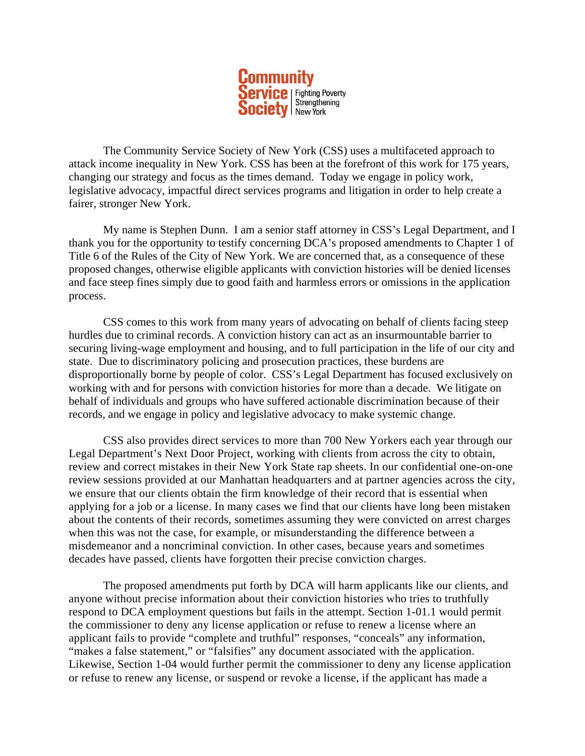The Community Service Society of New York (CSS) uses a multifaceted approach to attack income inequality in New York. CSS has been at the forefront of this work for 175 years, changing our strategy and focus as the times demand. Today we engage in policy work, legislative advocacy, impactful direct services programs and litigation in order to help create a fairer, stronger New York.

My name is Stephen Dunn. I am a senior staff attorney in CSS's Legal Department, and I thank you for the opportunity to testify concerning DCA's proposed amendments to Chapter 1 of Title 6 of the Rules of the City of New York. We are concerned that, as a consequence of these proposed changes, otherwise eligible applicants with conviction histories will be denied licenses and face steep fines simply due to good faith and harmless errors or omissions in the application process.

CSS comes to this work from many years of advocating on behalf of clients facing steep hurdles due to criminal records. A conviction history can act as an insurmountable barrier to securing living-wage employment and housing, and to full participation in the life of our city and state. Due to discriminatory policing and prosecution practices, these burdens are disproportionally borne by people of color. CSS's Legal Department has focused exclusively on working with and for persons with conviction histories for more than a decade. We litigate on behalf of individuals and groups who have suffered actionable discrimination because of their records, and we engage in policy and legislative advocacy to make systemic change.

CSS also provides direct services to more than 700 New Yorkers each year through our Legal Department's Next Door Project, working with clients from across the city to obtain, review and correct mistakes in their New York State rap sheets. In our confidential one-on-one review sessions provided at our Manhattan headquarters and at partner agencies across the city, we ensure that our clients obtain the firm knowledge of their record that is essential when applying for a job or a license. In many cases we find that our clients have long been mistaken about the contents of their records, sometimes assuming they were convicted on arrest charges when this was not the case, for example, or misunderstanding the difference between a misdemeanor and a noncriminal conviction. In other cases, because years and sometimes decades have passed, clients have forgotten their precise conviction charges.

The proposed amendments put forth by DCA will harm applicants like our clients, and anyone without precise information about their conviction histories who tries to truthfully respond to DCA employment questions but fails in the attempt. Section 1-01.1 would permit the commissioner to deny any license application or refuse to renew a license where an applicant fails to provide "complete and truthful" responses, "conceals" any information, "makes a false statement," or "falsifies" any document associated with the application. Likewise, Section 1-04 would further permit the commissioner to deny any license application or refuse to renew any license, or suspend or revoke a license, if the applicant has made a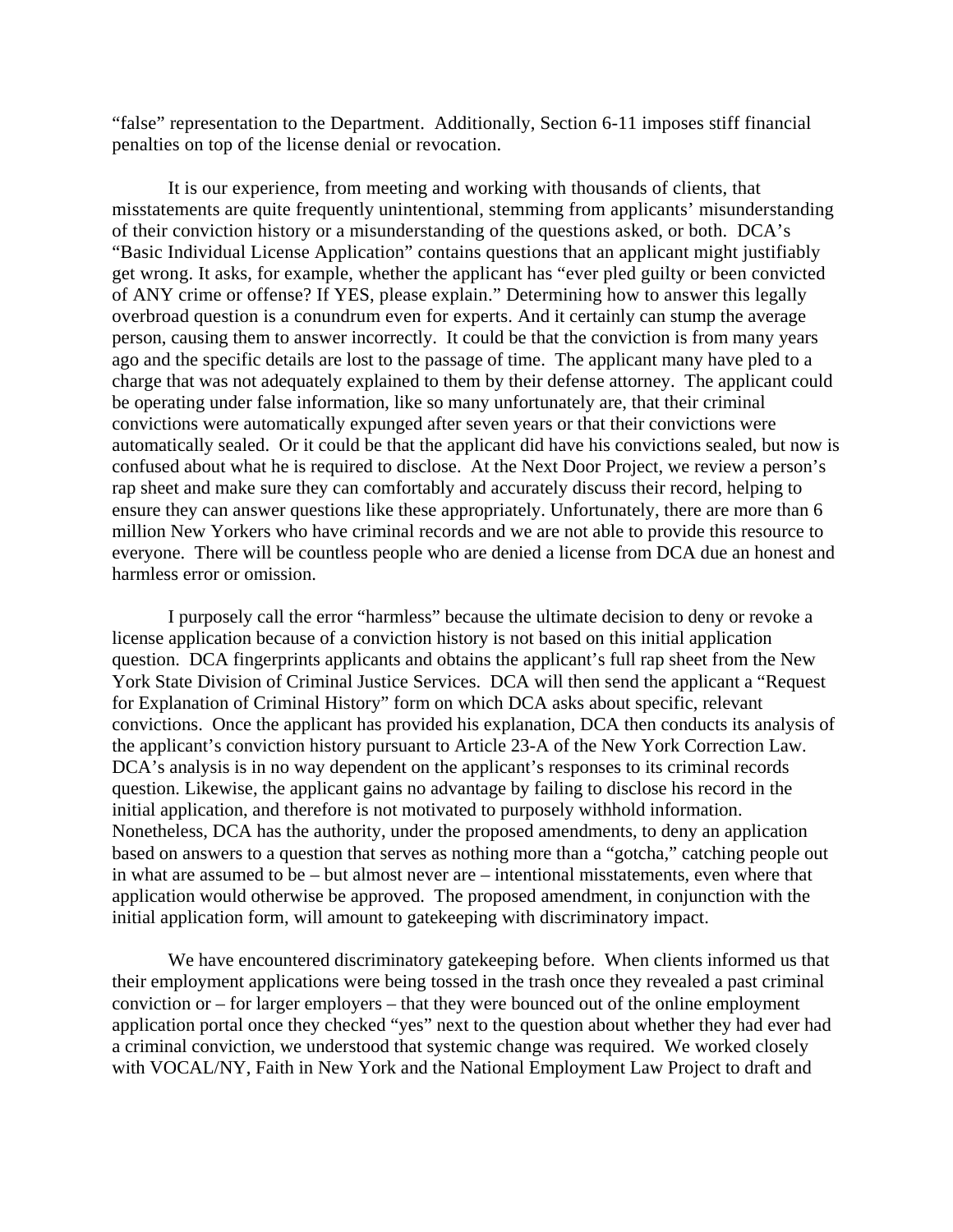"false" representation to the Department. Additionally, Section 6-11 imposes stiff financial penalties on top of the license denial or revocation.

It is our experience, from meeting and working with thousands of clients, that misstatements are quite frequently unintentional, stemming from applicants' misunderstanding of their conviction history or a misunderstanding of the questions asked, or both. DCA's "Basic Individual License Application" contains questions that an applicant might justifiably get wrong. It asks, for example, whether the applicant has "ever pled guilty or been convicted of ANY crime or offense? If YES, please explain." Determining how to answer this legally overbroad question is a conundrum even for experts. And it certainly can stump the average person, causing them to answer incorrectly. It could be that the conviction is from many years ago and the specific details are lost to the passage of time. The applicant many have pled to a charge that was not adequately explained to them by their defense attorney. The applicant could be operating under false information, like so many unfortunately are, that their criminal convictions were automatically expunged after seven years or that their convictions were automatically sealed. Or it could be that the applicant did have his convictions sealed, but now is confused about what he is required to disclose. At the Next Door Project, we review a person's rap sheet and make sure they can comfortably and accurately discuss their record, helping to ensure they can answer questions like these appropriately. Unfortunately, there are more than 6 million New Yorkers who have criminal records and we are not able to provide this resource to everyone. There will be countless people who are denied a license from DCA due an honest and harmless error or omission.

I purposely call the error "harmless" because the ultimate decision to deny or revoke a license application because of a conviction history is not based on this initial application question. DCA fingerprints applicants and obtains the applicant's full rap sheet from the New York State Division of Criminal Justice Services. DCA will then send the applicant a "Request for Explanation of Criminal History" form on which DCA asks about specific, relevant convictions. Once the applicant has provided his explanation, DCA then conducts its analysis of the applicant's conviction history pursuant to Article 23-A of the New York Correction Law. DCA's analysis is in no way dependent on the applicant's responses to its criminal records question. Likewise, the applicant gains no advantage by failing to disclose his record in the initial application, and therefore is not motivated to purposely withhold information. Nonetheless, DCA has the authority, under the proposed amendments, to deny an application based on answers to a question that serves as nothing more than a "gotcha," catching people out in what are assumed to be – but almost never are – intentional misstatements, even where that application would otherwise be approved. The proposed amendment, in conjunction with the initial application form, will amount to gatekeeping with discriminatory impact.

We have encountered discriminatory gatekeeping before. When clients informed us that their employment applications were being tossed in the trash once they revealed a past criminal conviction or – for larger employers – that they were bounced out of the online employment application portal once they checked "yes" next to the question about whether they had ever had a criminal conviction, we understood that systemic change was required. We worked closely with VOCAL/NY, Faith in New York and the National Employment Law Project to draft and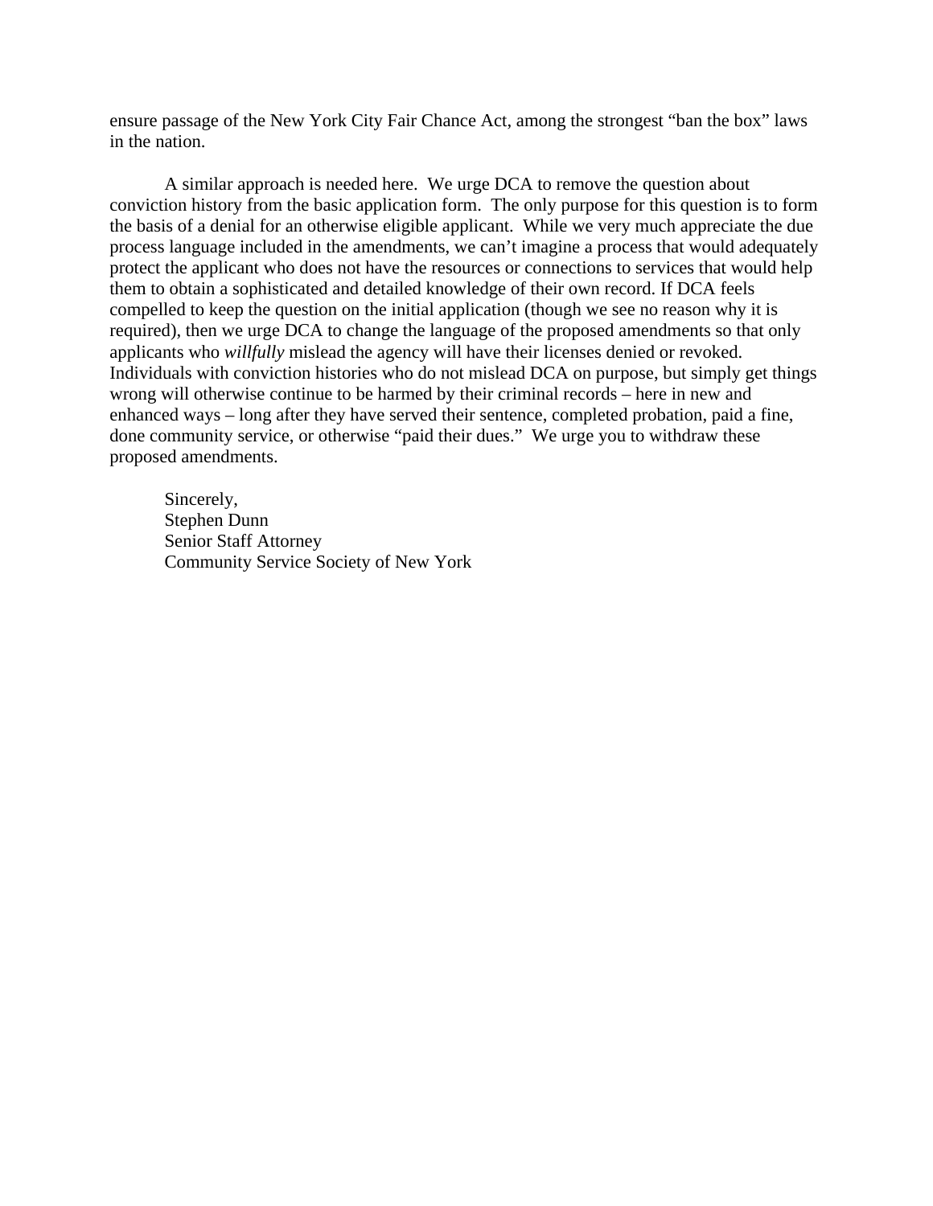ensure passage of the New York City Fair Chance Act, among the strongest "ban the box" laws in the nation.

A similar approach is needed here. We urge DCA to remove the question about conviction history from the basic application form. The only purpose for this question is to form the basis of a denial for an otherwise eligible applicant. While we very much appreciate the due process language included in the amendments, we can't imagine a process that would adequately protect the applicant who does not have the resources or connections to services that would help them to obtain a sophisticated and detailed knowledge of their own record. If DCA feels compelled to keep the question on the initial application (though we see no reason why it is required), then we urge DCA to change the language of the proposed amendments so that only applicants who *willfully* mislead the agency will have their licenses denied or revoked. Individuals with conviction histories who do not mislead DCA on purpose, but simply get things wrong will otherwise continue to be harmed by their criminal records – here in new and enhanced ways – long after they have served their sentence, completed probation, paid a fine, done community service, or otherwise "paid their dues." We urge you to withdraw these proposed amendments.

Sincerely,
Stephen Dunn
Senior Staff Attorney
Community Service Society of New York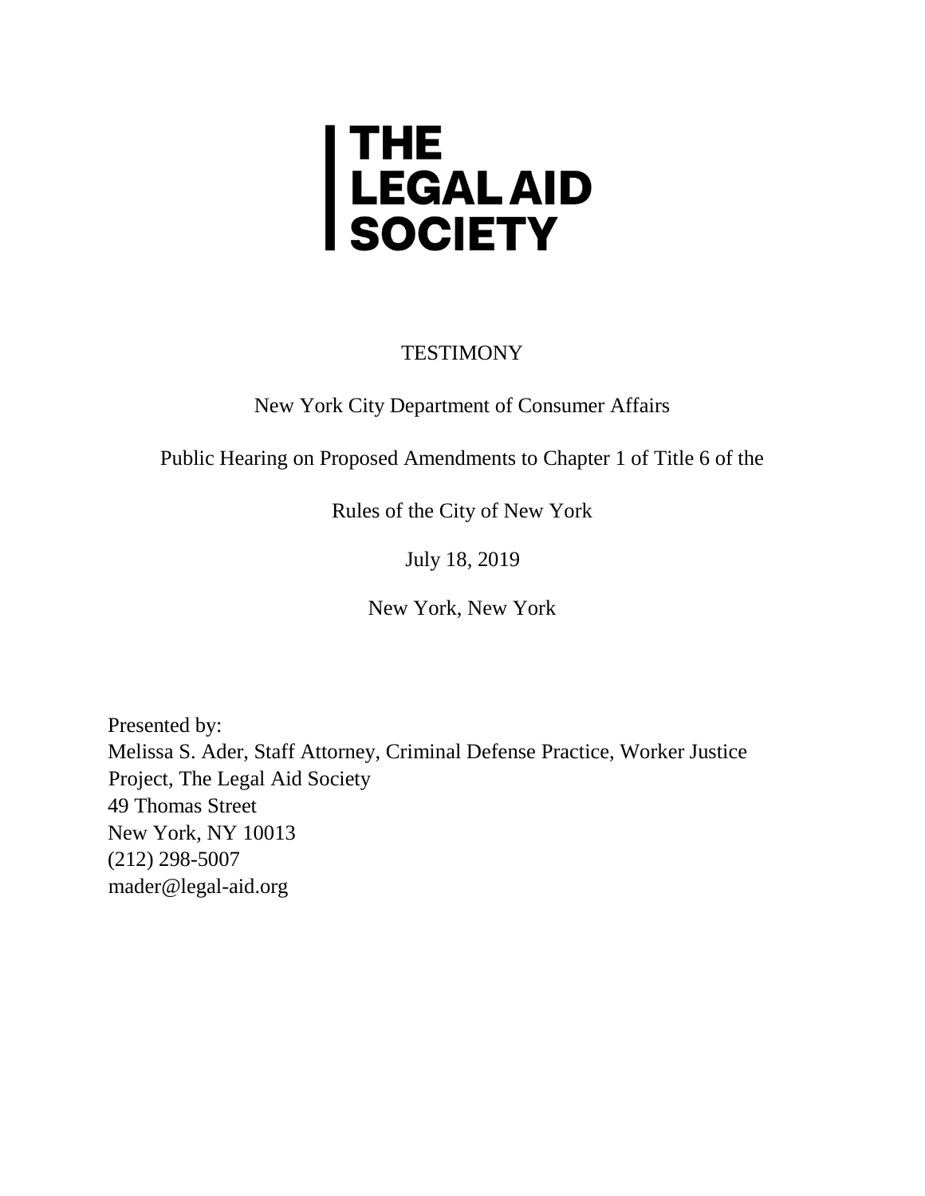# THE LEGAL AID SOCIETY

TESTIMONY

New York City Department of Consumer Affairs

Public Hearing on Proposed Amendments to Chapter 1 of Title 6 of the

Rules of the City of New York

July 18, 2019

New York, New York

Presented by:
Melissa S. Ader, Staff Attorney, Criminal Defense Practice, Worker Justice Project, The Legal Aid Society
49 Thomas Street
New York, NY 10013
(212) 298-5007
mader@legal-aid.org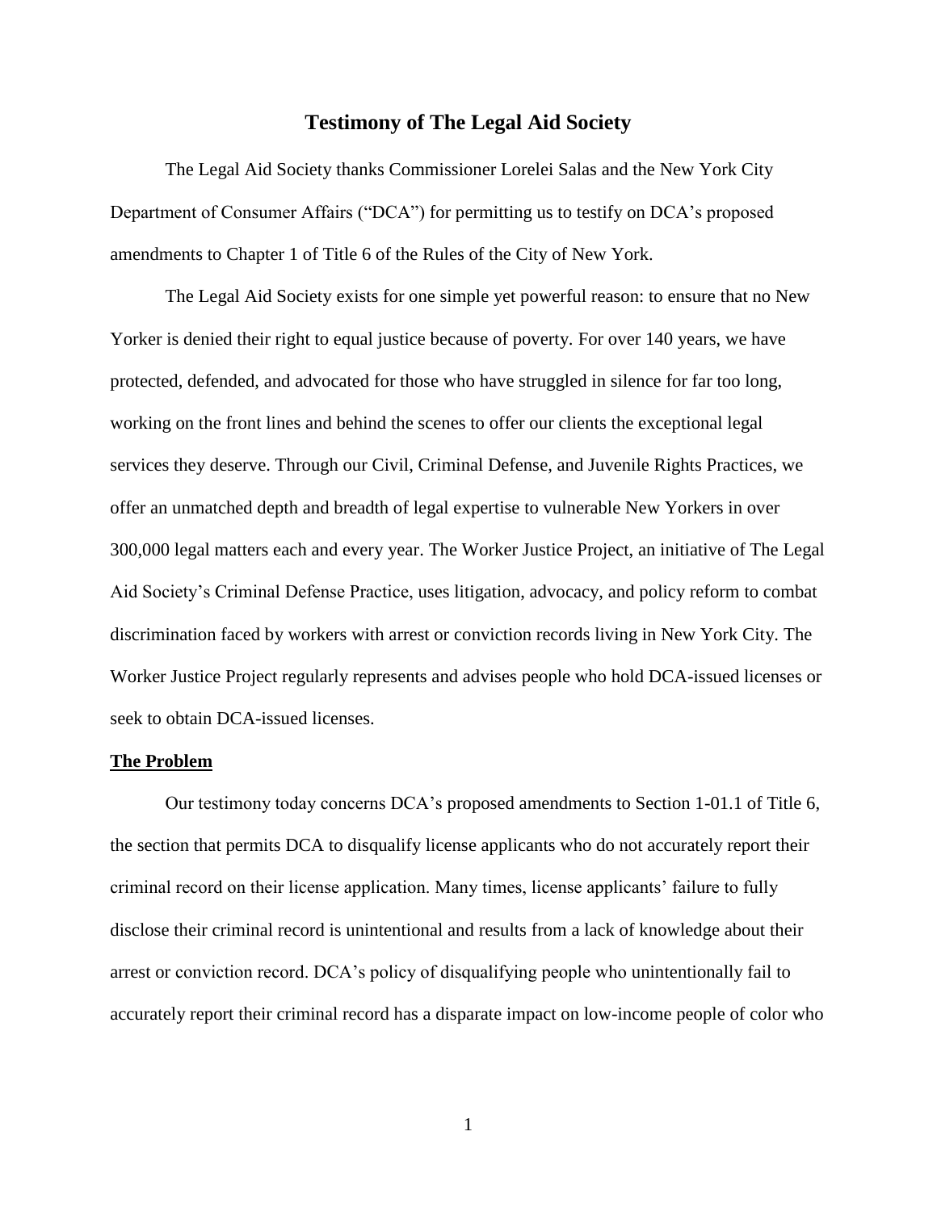# Testimony of The Legal Aid Society

The Legal Aid Society thanks Commissioner Lorelei Salas and the New York City Department of Consumer Affairs ("DCA") for permitting us to testify on DCA's proposed amendments to Chapter 1 of Title 6 of the Rules of the City of New York.

The Legal Aid Society exists for one simple yet powerful reason: to ensure that no New Yorker is denied their right to equal justice because of poverty. For over 140 years, we have protected, defended, and advocated for those who have struggled in silence for far too long, working on the front lines and behind the scenes to offer our clients the exceptional legal services they deserve. Through our Civil, Criminal Defense, and Juvenile Rights Practices, we offer an unmatched depth and breadth of legal expertise to vulnerable New Yorkers in over 300,000 legal matters each and every year. The Worker Justice Project, an initiative of The Legal Aid Society's Criminal Defense Practice, uses litigation, advocacy, and policy reform to combat discrimination faced by workers with arrest or conviction records living in New York City. The Worker Justice Project regularly represents and advises people who hold DCA-issued licenses or seek to obtain DCA-issued licenses.

## The Problem

Our testimony today concerns DCA's proposed amendments to Section 1-01.1 of Title 6, the section that permits DCA to disqualify license applicants who do not accurately report their criminal record on their license application. Many times, license applicants' failure to fully disclose their criminal record is unintentional and results from a lack of knowledge about their arrest or conviction record. DCA's policy of disqualifying people who unintentionally fail to accurately report their criminal record has a disparate impact on low-income people of color who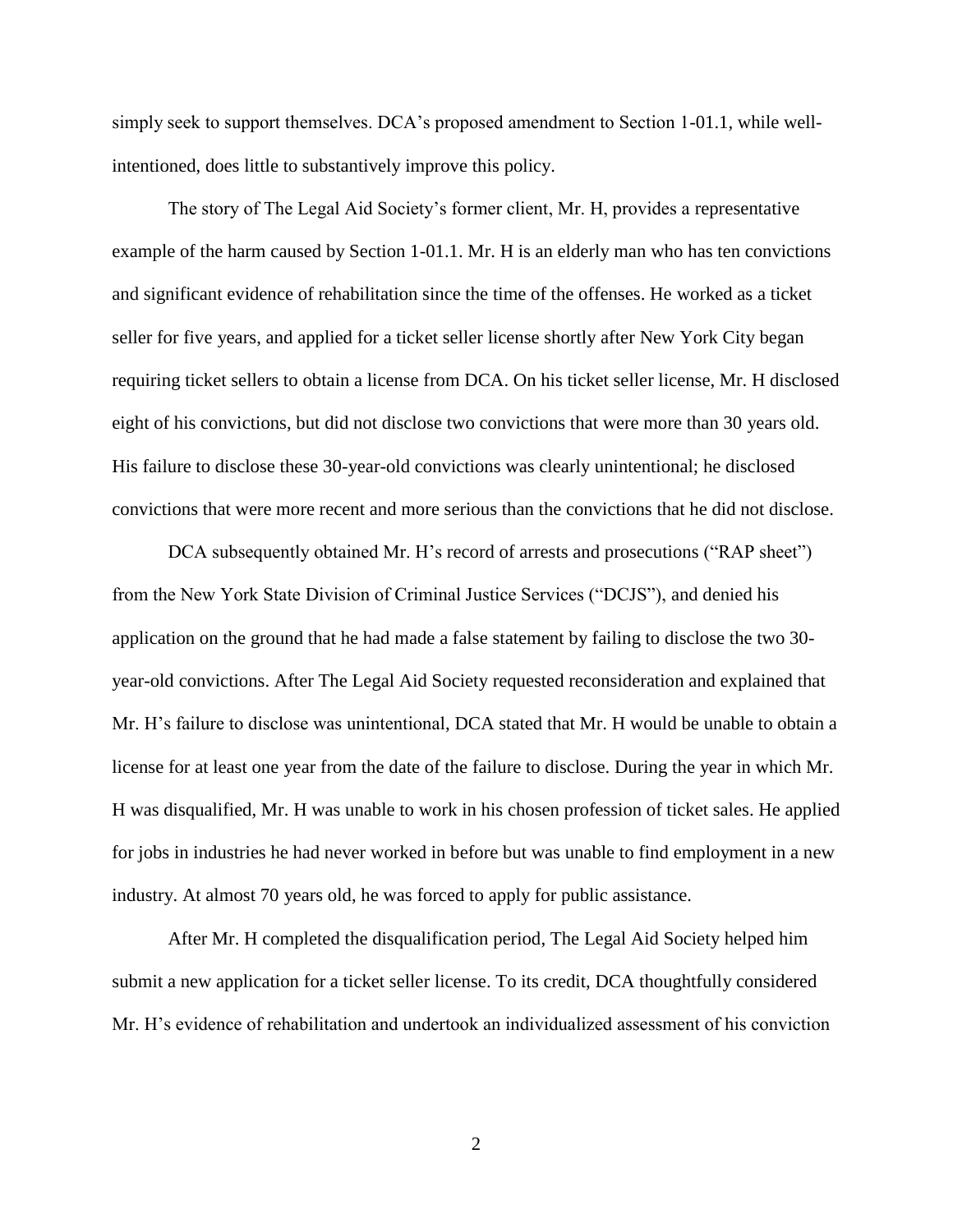simply seek to support themselves. DCA's proposed amendment to Section 1-01.1, while well-intentioned, does little to substantively improve this policy.

The story of The Legal Aid Society's former client, Mr. H, provides a representative example of the harm caused by Section 1-01.1. Mr. H is an elderly man who has ten convictions and significant evidence of rehabilitation since the time of the offenses. He worked as a ticket seller for five years, and applied for a ticket seller license shortly after New York City began requiring ticket sellers to obtain a license from DCA. On his ticket seller license, Mr. H disclosed eight of his convictions, but did not disclose two convictions that were more than 30 years old. His failure to disclose these 30-year-old convictions was clearly unintentional; he disclosed convictions that were more recent and more serious than the convictions that he did not disclose.

DCA subsequently obtained Mr. H's record of arrests and prosecutions ("RAP sheet") from the New York State Division of Criminal Justice Services ("DCJS"), and denied his application on the ground that he had made a false statement by failing to disclose the two 30-year-old convictions. After The Legal Aid Society requested reconsideration and explained that Mr. H's failure to disclose was unintentional, DCA stated that Mr. H would be unable to obtain a license for at least one year from the date of the failure to disclose. During the year in which Mr. H was disqualified, Mr. H was unable to work in his chosen profession of ticket sales. He applied for jobs in industries he had never worked in before but was unable to find employment in a new industry. At almost 70 years old, he was forced to apply for public assistance.

After Mr. H completed the disqualification period, The Legal Aid Society helped him submit a new application for a ticket seller license. To its credit, DCA thoughtfully considered Mr. H's evidence of rehabilitation and undertook an individualized assessment of his conviction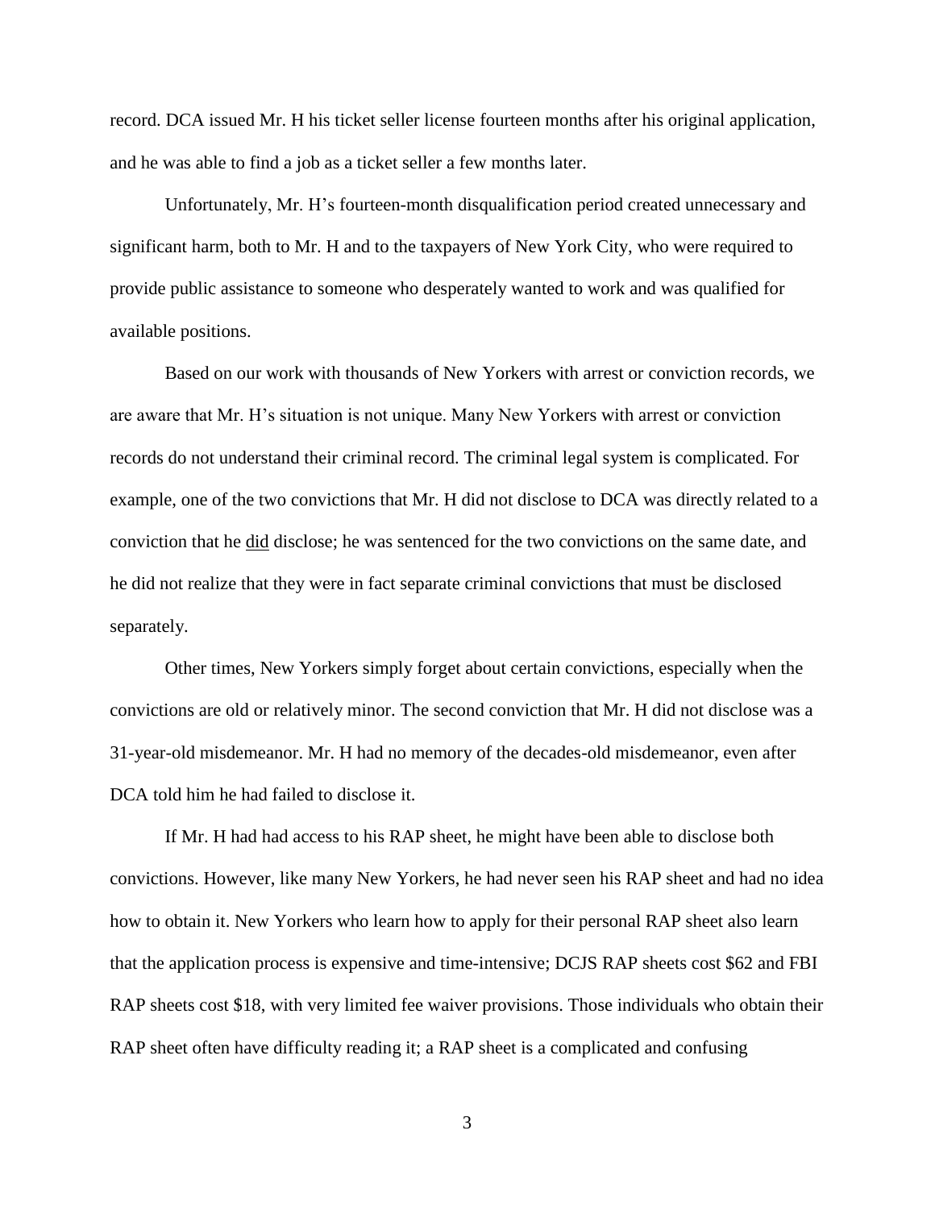record. DCA issued Mr. H his ticket seller license fourteen months after his original application, and he was able to find a job as a ticket seller a few months later.

Unfortunately, Mr. H's fourteen-month disqualification period created unnecessary and significant harm, both to Mr. H and to the taxpayers of New York City, who were required to provide public assistance to someone who desperately wanted to work and was qualified for available positions.

Based on our work with thousands of New Yorkers with arrest or conviction records, we are aware that Mr. H's situation is not unique. Many New Yorkers with arrest or conviction records do not understand their criminal record. The criminal legal system is complicated. For example, one of the two convictions that Mr. H did not disclose to DCA was directly related to a conviction that he <u>did</u> disclose; he was sentenced for the two convictions on the same date, and he did not realize that they were in fact separate criminal convictions that must be disclosed separately.

Other times, New Yorkers simply forget about certain convictions, especially when the convictions are old or relatively minor. The second conviction that Mr. H did not disclose was a 31-year-old misdemeanor. Mr. H had no memory of the decades-old misdemeanor, even after DCA told him he had failed to disclose it.

If Mr. H had had access to his RAP sheet, he might have been able to disclose both convictions. However, like many New Yorkers, he had never seen his RAP sheet and had no idea how to obtain it. New Yorkers who learn how to apply for their personal RAP sheet also learn that the application process is expensive and time-intensive; DCJS RAP sheets cost $62 and FBI RAP sheets cost $18, with very limited fee waiver provisions. Those individuals who obtain their RAP sheet often have difficulty reading it; a RAP sheet is a complicated and confusing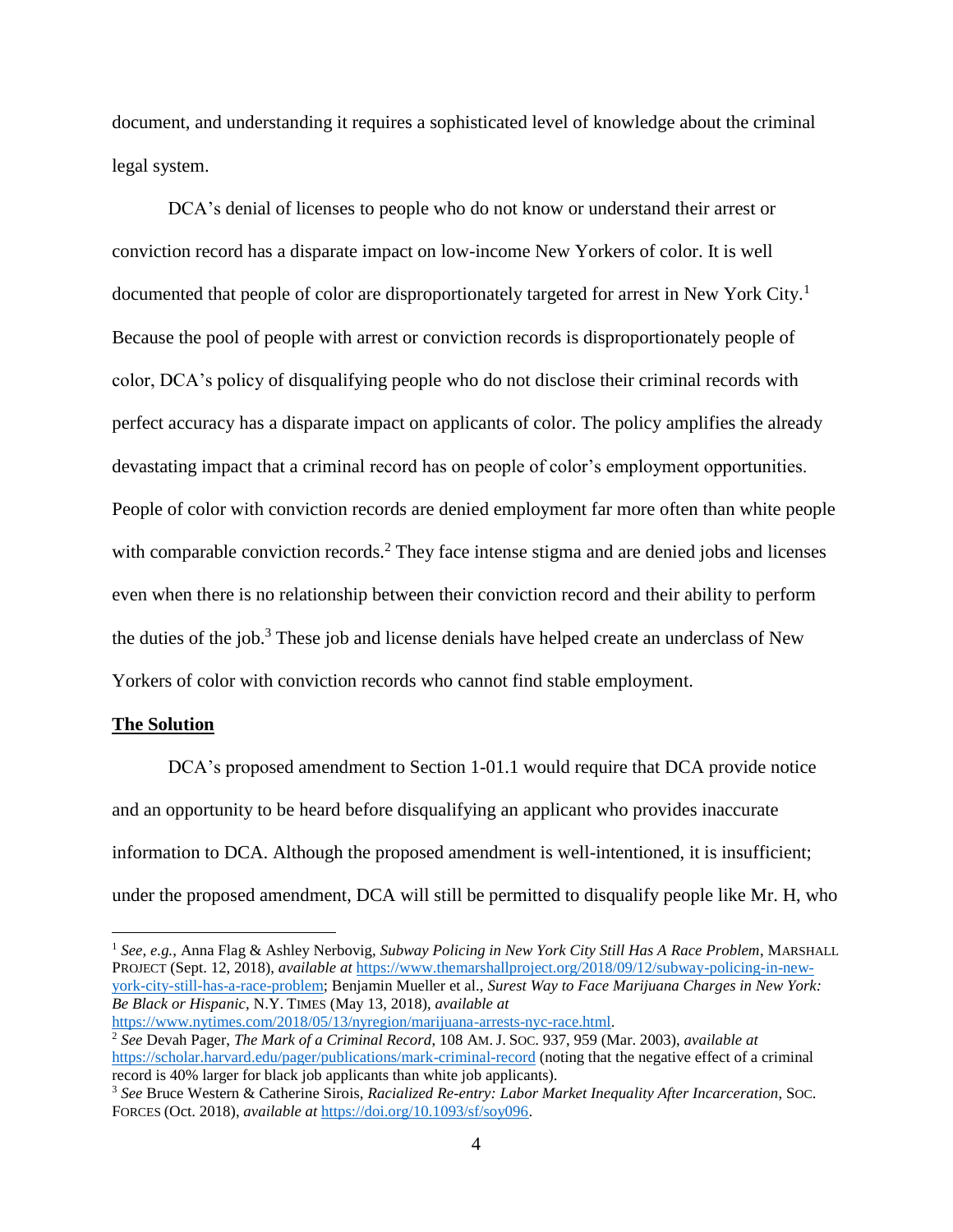document, and understanding it requires a sophisticated level of knowledge about the criminal legal system.

DCA's denial of licenses to people who do not know or understand their arrest or conviction record has a disparate impact on low-income New Yorkers of color. It is well documented that people of color are disproportionately targeted for arrest in New York City.[1] Because the pool of people with arrest or conviction records is disproportionately people of color, DCA's policy of disqualifying people who do not disclose their criminal records with perfect accuracy has a disparate impact on applicants of color. The policy amplifies the already devastating impact that a criminal record has on people of color's employment opportunities. People of color with conviction records are denied employment far more often than white people with comparable conviction records.[2] They face intense stigma and are denied jobs and licenses even when there is no relationship between their conviction record and their ability to perform the duties of the job.[3] These job and license denials have helped create an underclass of New Yorkers of color with conviction records who cannot find stable employment.

**<u>The Solution</u>**

DCA's proposed amendment to Section 1-01.1 would require that DCA provide notice and an opportunity to be heard before disqualifying an applicant who provides inaccurate information to DCA. Although the proposed amendment is well-intentioned, it is insufficient; under the proposed amendment, DCA will still be permitted to disqualify people like Mr. H, who

---

[1] *See, e.g.*, Anna Flag & Ashley Nerbovig, *Subway Policing in New York City Still Has A Race Problem*, MARSHALL PROJECT (Sept. 12, 2018), *available at* https://www.themarshallproject.org/2018/09/12/subway-policing-in-new-york-city-still-has-a-race-problem; Benjamin Mueller et al., *Surest Way to Face Marijuana Charges in New York: Be Black or Hispanic*, N.Y. TIMES (May 13, 2018), *available at* https://www.nytimes.com/2018/05/13/nyregion/marijuana-arrests-nyc-race.html.

[2] *See* Devah Pager, *The Mark of a Criminal Record*, 108 AM. J. SOC. 937, 959 (Mar. 2003), *available at* https://scholar.harvard.edu/pager/publications/mark-criminal-record (noting that the negative effect of a criminal record is 40% larger for black job applicants than white job applicants).

[3] *See* Bruce Western & Catherine Sirois, *Racialized Re-entry: Labor Market Inequality After Incarceration*, SOC. FORCES (Oct. 2018), *available at* https://doi.org/10.1093/sf/soy096.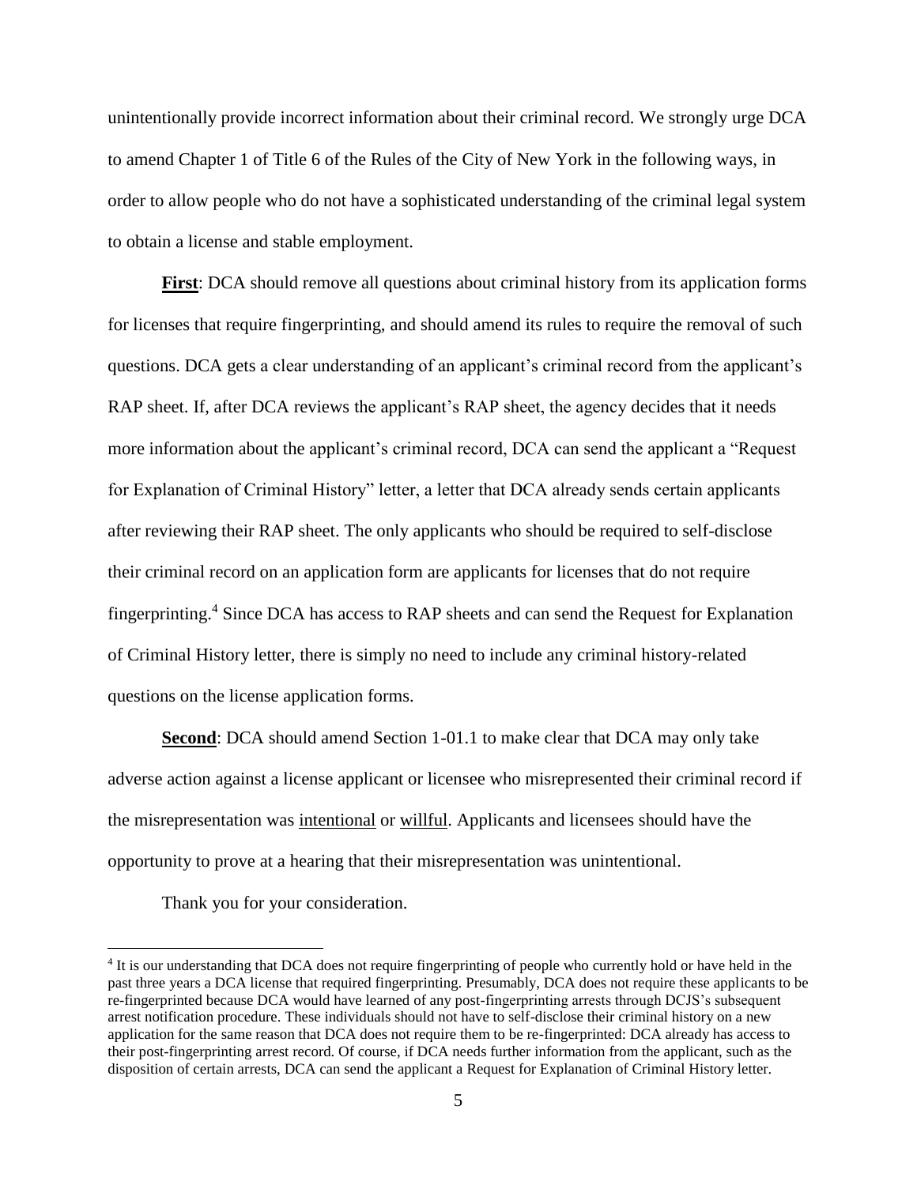unintentionally provide incorrect information about their criminal record. We strongly urge DCA to amend Chapter 1 of Title 6 of the Rules of the City of New York in the following ways, in order to allow people who do not have a sophisticated understanding of the criminal legal system to obtain a license and stable employment.

**First**: DCA should remove all questions about criminal history from its application forms for licenses that require fingerprinting, and should amend its rules to require the removal of such questions. DCA gets a clear understanding of an applicant's criminal record from the applicant's RAP sheet. If, after DCA reviews the applicant's RAP sheet, the agency decides that it needs more information about the applicant's criminal record, DCA can send the applicant a "Request for Explanation of Criminal History" letter, a letter that DCA already sends certain applicants after reviewing their RAP sheet. The only applicants who should be required to self-disclose their criminal record on an application form are applicants for licenses that do not require fingerprinting.[4] Since DCA has access to RAP sheets and can send the Request for Explanation of Criminal History letter, there is simply no need to include any criminal history-related questions on the license application forms.

**Second**: DCA should amend Section 1-01.1 to make clear that DCA may only take adverse action against a license applicant or licensee who misrepresented their criminal record if the misrepresentation was intentional or willful. Applicants and licensees should have the opportunity to prove at a hearing that their misrepresentation was unintentional.

Thank you for your consideration.

---

[4] It is our understanding that DCA does not require fingerprinting of people who currently hold or have held in the past three years a DCA license that required fingerprinting. Presumably, DCA does not require these applicants to be re-fingerprinted because DCA would have learned of any post-fingerprinting arrests through DCJS's subsequent arrest notification procedure. These individuals should not have to self-disclose their criminal history on a new application for the same reason that DCA does not require them to be re-fingerprinted: DCA already has access to their post-fingerprinting arrest record. Of course, if DCA needs further information from the applicant, such as the disposition of certain arrests, DCA can send the applicant a Request for Explanation of Criminal History letter.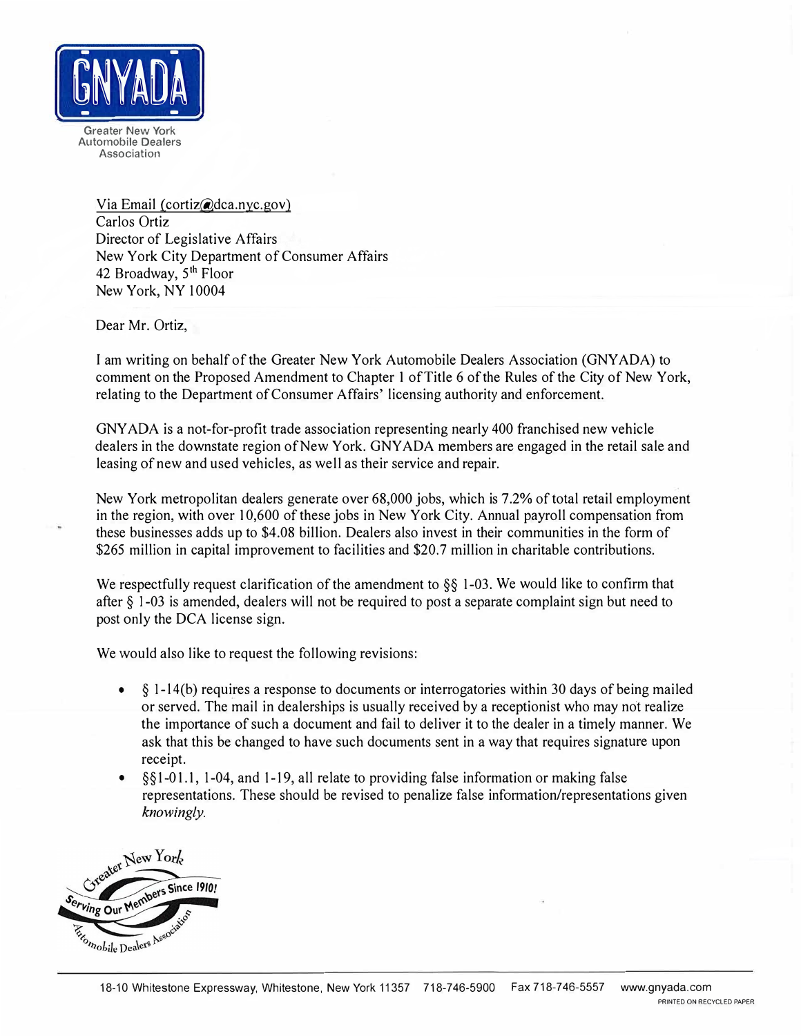GNYADA

Greater New York Automobile Dealers Association

Via Email (cortiz@dca.nyc.gov)
Carlos Ortiz
Director of Legislative Affairs
New York City Department of Consumer Affairs
42 Broadway, 5th Floor
New York, NY 10004

Dear Mr. Ortiz,

I am writing on behalf of the Greater New York Automobile Dealers Association (GNYADA) to comment on the Proposed Amendment to Chapter 1 of Title 6 of the Rules of the City of New York, relating to the Department of Consumer Affairs' licensing authority and enforcement.

GNYADA is a not-for-profit trade association representing nearly 400 franchised new vehicle dealers in the downstate region of New York. GNYADA members are engaged in the retail sale and leasing of new and used vehicles, as well as their service and repair.

New York metropolitan dealers generate over 68,000 jobs, which is 7.2% of total retail employment in the region, with over 10,600 of these jobs in New York City. Annual payroll compensation from these businesses adds up to $4.08 billion. Dealers also invest in their communities in the form of $265 million in capital improvement to facilities and $20.7 million in charitable contributions.

We respectfully request clarification of the amendment to §§ 1-03. We would like to confirm that after § 1-03 is amended, dealers will not be required to post a separate complaint sign but need to post only the DCA license sign.

We would also like to request the following revisions:

- § 1-14(b) requires a response to documents or interrogatories within 30 days of being mailed or served. The mail in dealerships is usually received by a receptionist who may not realize the importance of such a document and fail to deliver it to the dealer in a timely manner. We ask that this be changed to have such documents sent in a way that requires signature upon receipt.
- §§1-01.1, 1-04, and 1-19, all relate to providing false information or making false representations. These should be revised to penalize false information/representations given *knowingly*.

Greater New York Automobile Dealers Association — Serving Our Members Since 1910!

18-10 Whitestone Expressway, Whitestone, New York 11357 718-746-5900 Fax 718-746-5557 www.gnyada.com

PRINTED ON RECYCLED PAPER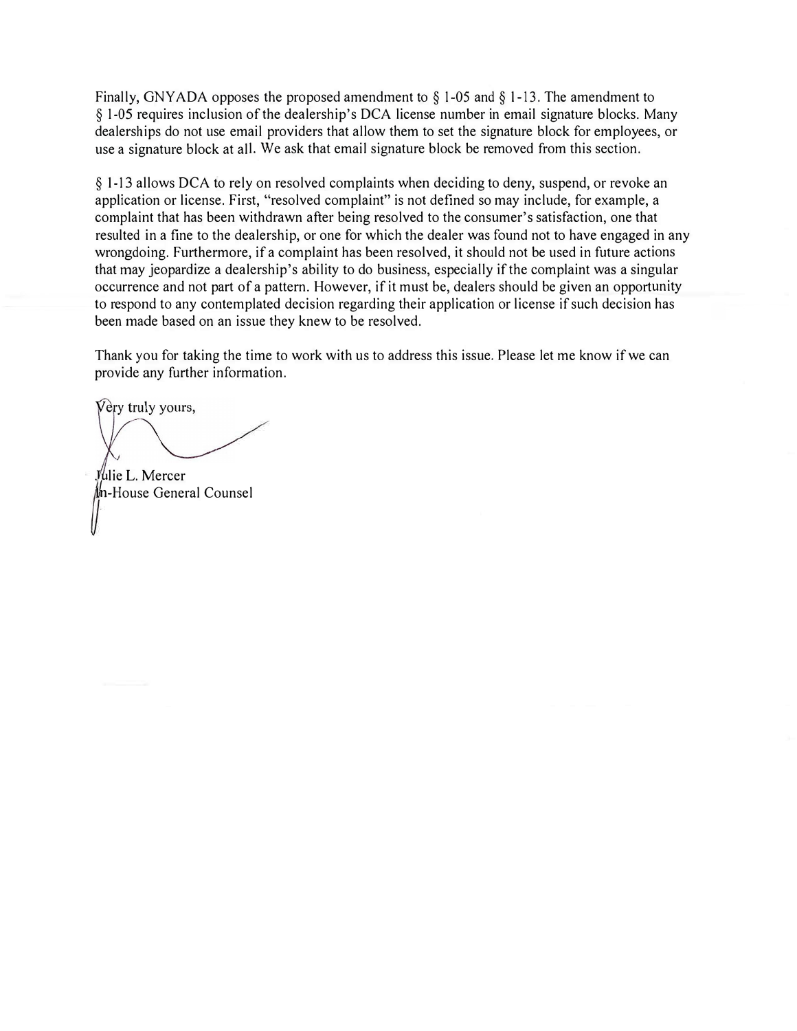Finally, GNYADA opposes the proposed amendment to § 1-05 and § 1-13. The amendment to § 1-05 requires inclusion of the dealership's DCA license number in email signature blocks. Many dealerships do not use email providers that allow them to set the signature block for employees, or use a signature block at all. We ask that email signature block be removed from this section.

§ 1-13 allows DCA to rely on resolved complaints when deciding to deny, suspend, or revoke an application or license. First, "resolved complaint" is not defined so may include, for example, a complaint that has been withdrawn after being resolved to the consumer's satisfaction, one that resulted in a fine to the dealership, or one for which the dealer was found not to have engaged in any wrongdoing. Furthermore, if a complaint has been resolved, it should not be used in future actions that may jeopardize a dealership's ability to do business, especially if the complaint was a singular occurrence and not part of a pattern. However, if it must be, dealers should be given an opportunity to respond to any contemplated decision regarding their application or license if such decision has been made based on an issue they knew to be resolved.

Thank you for taking the time to work with us to address this issue. Please let me know if we can provide any further information.

Very truly yours,

Julie L. Mercer
In-House General Counsel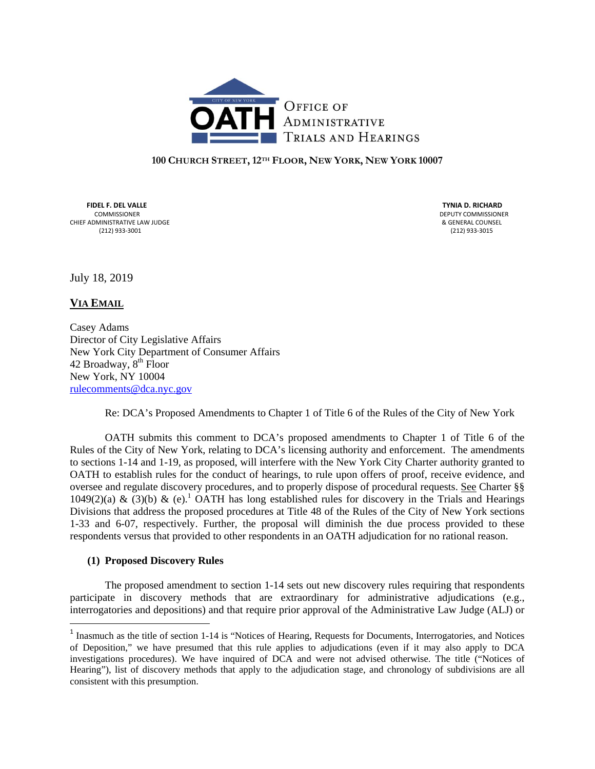# OATH Office of Administrative Trials and Hearings

**100 CHURCH STREET, 12TH FLOOR, NEW YORK, NEW YORK 10007**

**FIDEL F. DEL VALLE**
COMMISSIONER
CHIEF ADMINISTRATIVE LAW JUDGE
(212) 933-3001

**TYNIA D. RICHARD**
DEPUTY COMMISSIONER
& GENERAL COUNSEL
(212) 933-3015

July 18, 2019

**VIA EMAIL**

Casey Adams
Director of City Legislative Affairs
New York City Department of Consumer Affairs
42 Broadway, 8th Floor
New York, NY 10004
rulecomments@dca.nyc.gov

Re: DCA's Proposed Amendments to Chapter 1 of Title 6 of the Rules of the City of New York

OATH submits this comment to DCA's proposed amendments to Chapter 1 of Title 6 of the Rules of the City of New York, relating to DCA's licensing authority and enforcement. The amendments to sections 1-14 and 1-19, as proposed, will interfere with the New York City Charter authority granted to OATH to establish rules for the conduct of hearings, to rule upon offers of proof, receive evidence, and oversee and regulate discovery procedures, and to properly dispose of procedural requests. See Charter §§ 1049(2)(a) & (3)(b) & (e).[1] OATH has long established rules for discovery in the Trials and Hearings Divisions that address the proposed procedures at Title 48 of the Rules of the City of New York sections 1-33 and 6-07, respectively. Further, the proposal will diminish the due process provided to these respondents versus that provided to other respondents in an OATH adjudication for no rational reason.

**(1) Proposed Discovery Rules**

The proposed amendment to section 1-14 sets out new discovery rules requiring that respondents participate in discovery methods that are extraordinary for administrative adjudications (e.g., interrogatories and depositions) and that require prior approval of the Administrative Law Judge (ALJ) or

[1] Inasmuch as the title of section 1-14 is "Notices of Hearing, Requests for Documents, Interrogatories, and Notices of Deposition," we have presumed that this rule applies to adjudications (even if it may also apply to DCA investigations procedures). We have inquired of DCA and were not advised otherwise. The title ("Notices of Hearing"), list of discovery methods that apply to the adjudication stage, and chronology of subdivisions are all consistent with this presumption.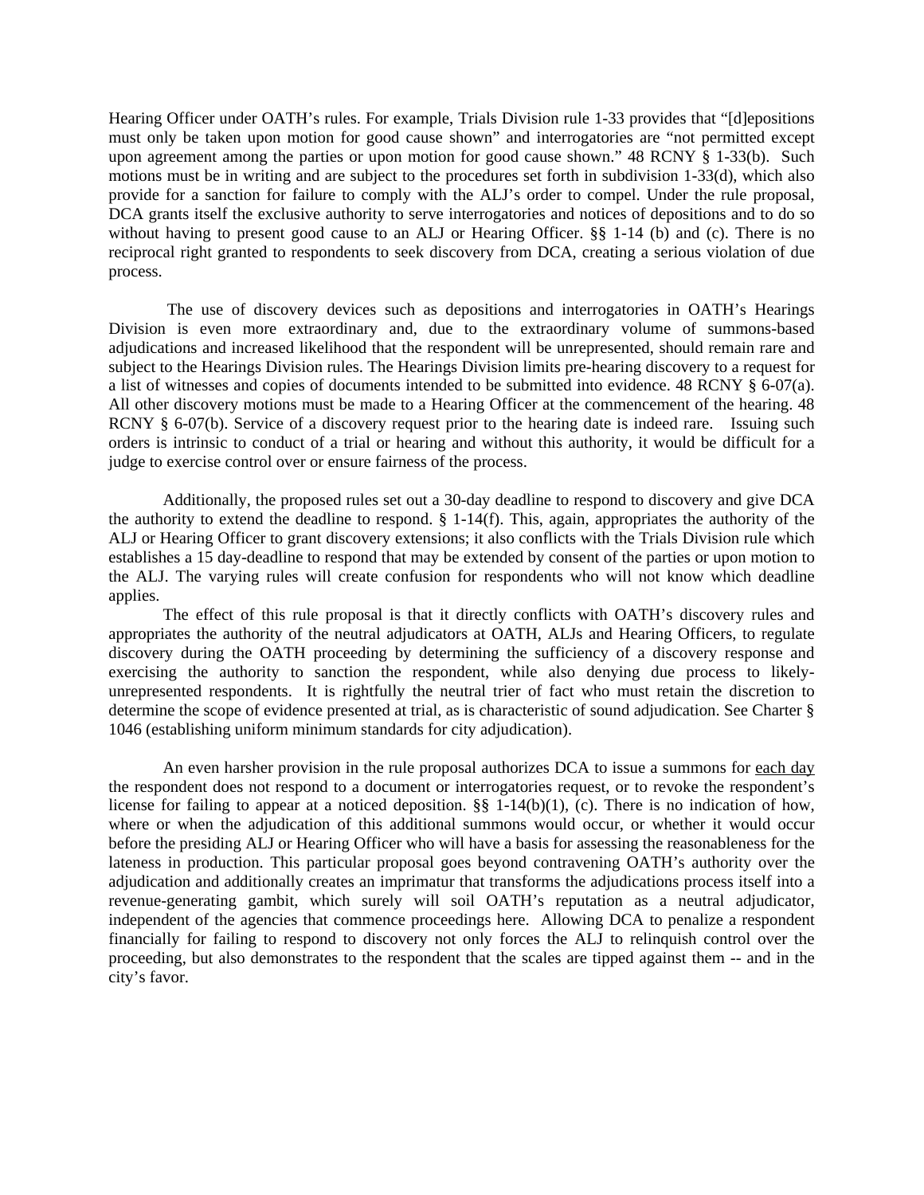Hearing Officer under OATH's rules. For example, Trials Division rule 1-33 provides that "[d]epositions must only be taken upon motion for good cause shown" and interrogatories are "not permitted except upon agreement among the parties or upon motion for good cause shown." 48 RCNY § 1-33(b). Such motions must be in writing and are subject to the procedures set forth in subdivision 1-33(d), which also provide for a sanction for failure to comply with the ALJ's order to compel. Under the rule proposal, DCA grants itself the exclusive authority to serve interrogatories and notices of depositions and to do so without having to present good cause to an ALJ or Hearing Officer. §§ 1-14 (b) and (c). There is no reciprocal right granted to respondents to seek discovery from DCA, creating a serious violation of due process.

The use of discovery devices such as depositions and interrogatories in OATH's Hearings Division is even more extraordinary and, due to the extraordinary volume of summons-based adjudications and increased likelihood that the respondent will be unrepresented, should remain rare and subject to the Hearings Division rules. The Hearings Division limits pre-hearing discovery to a request for a list of witnesses and copies of documents intended to be submitted into evidence. 48 RCNY § 6-07(a). All other discovery motions must be made to a Hearing Officer at the commencement of the hearing. 48 RCNY § 6-07(b). Service of a discovery request prior to the hearing date is indeed rare. Issuing such orders is intrinsic to conduct of a trial or hearing and without this authority, it would be difficult for a judge to exercise control over or ensure fairness of the process.

Additionally, the proposed rules set out a 30-day deadline to respond to discovery and give DCA the authority to extend the deadline to respond. § 1-14(f). This, again, appropriates the authority of the ALJ or Hearing Officer to grant discovery extensions; it also conflicts with the Trials Division rule which establishes a 15 day-deadline to respond that may be extended by consent of the parties or upon motion to the ALJ. The varying rules will create confusion for respondents who will not know which deadline applies.

The effect of this rule proposal is that it directly conflicts with OATH's discovery rules and appropriates the authority of the neutral adjudicators at OATH, ALJs and Hearing Officers, to regulate discovery during the OATH proceeding by determining the sufficiency of a discovery response and exercising the authority to sanction the respondent, while also denying due process to likely-unrepresented respondents. It is rightfully the neutral trier of fact who must retain the discretion to determine the scope of evidence presented at trial, as is characteristic of sound adjudication. See Charter § 1046 (establishing uniform minimum standards for city adjudication).

An even harsher provision in the rule proposal authorizes DCA to issue a summons for each day the respondent does not respond to a document or interrogatories request, or to revoke the respondent's license for failing to appear at a noticed deposition. §§ 1-14(b)(1), (c). There is no indication of how, where or when the adjudication of this additional summons would occur, or whether it would occur before the presiding ALJ or Hearing Officer who will have a basis for assessing the reasonableness for the lateness in production. This particular proposal goes beyond contravening OATH's authority over the adjudication and additionally creates an imprimatur that transforms the adjudications process itself into a revenue-generating gambit, which surely will soil OATH's reputation as a neutral adjudicator, independent of the agencies that commence proceedings here. Allowing DCA to penalize a respondent financially for failing to respond to discovery not only forces the ALJ to relinquish control over the proceeding, but also demonstrates to the respondent that the scales are tipped against them -- and in the city's favor.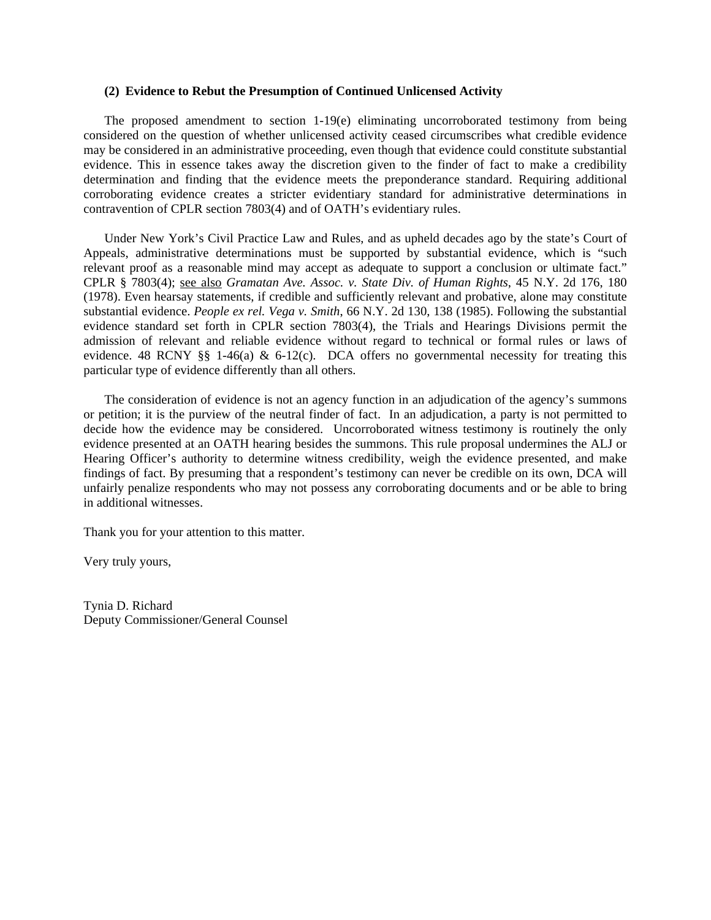### (2) Evidence to Rebut the Presumption of Continued Unlicensed Activity

The proposed amendment to section 1-19(e) eliminating uncorroborated testimony from being considered on the question of whether unlicensed activity ceased circumscribes what credible evidence may be considered in an administrative proceeding, even though that evidence could constitute substantial evidence. This in essence takes away the discretion given to the finder of fact to make a credibility determination and finding that the evidence meets the preponderance standard. Requiring additional corroborating evidence creates a stricter evidentiary standard for administrative determinations in contravention of CPLR section 7803(4) and of OATH's evidentiary rules.

Under New York's Civil Practice Law and Rules, and as upheld decades ago by the state's Court of Appeals, administrative determinations must be supported by substantial evidence, which is "such relevant proof as a reasonable mind may accept as adequate to support a conclusion or ultimate fact." CPLR § 7803(4); <u>see also</u> *Gramatan Ave. Assoc. v. State Div. of Human Rights*, 45 N.Y. 2d 176, 180 (1978). Even hearsay statements, if credible and sufficiently relevant and probative, alone may constitute substantial evidence. *People ex rel. Vega v. Smith*, 66 N.Y. 2d 130, 138 (1985). Following the substantial evidence standard set forth in CPLR section 7803(4), the Trials and Hearings Divisions permit the admission of relevant and reliable evidence without regard to technical or formal rules or laws of evidence. 48 RCNY §§ 1-46(a) & 6-12(c). DCA offers no governmental necessity for treating this particular type of evidence differently than all others.

The consideration of evidence is not an agency function in an adjudication of the agency's summons or petition; it is the purview of the neutral finder of fact. In an adjudication, a party is not permitted to decide how the evidence may be considered. Uncorroborated witness testimony is routinely the only evidence presented at an OATH hearing besides the summons. This rule proposal undermines the ALJ or Hearing Officer's authority to determine witness credibility, weigh the evidence presented, and make findings of fact. By presuming that a respondent's testimony can never be credible on its own, DCA will unfairly penalize respondents who may not possess any corroborating documents and or be able to bring in additional witnesses.

Thank you for your attention to this matter.

Very truly yours,

Tynia D. Richard
Deputy Commissioner/General Counsel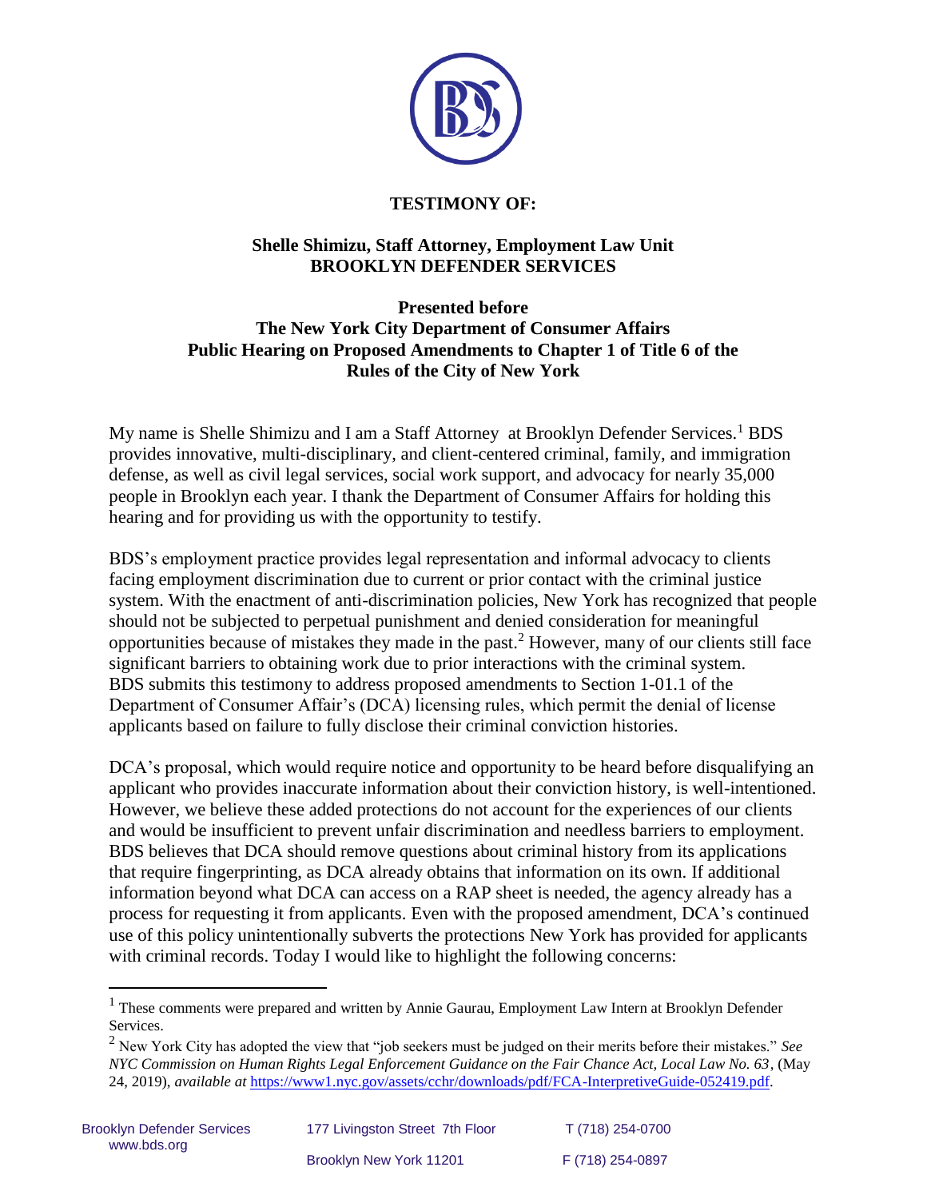**TESTIMONY OF:**

**Shelle Shimizu, Staff Attorney, Employment Law Unit**
**BROOKLYN DEFENDER SERVICES**

**Presented before**
**The New York City Department of Consumer Affairs**
**Public Hearing on Proposed Amendments to Chapter 1 of Title 6 of the Rules of the City of New York**

My name is Shelle Shimizu and I am a Staff Attorney at Brooklyn Defender Services.[1] BDS provides innovative, multi-disciplinary, and client-centered criminal, family, and immigration defense, as well as civil legal services, social work support, and advocacy for nearly 35,000 people in Brooklyn each year. I thank the Department of Consumer Affairs for holding this hearing and for providing us with the opportunity to testify.

BDS's employment practice provides legal representation and informal advocacy to clients facing employment discrimination due to current or prior contact with the criminal justice system. With the enactment of anti-discrimination policies, New York has recognized that people should not be subjected to perpetual punishment and denied consideration for meaningful opportunities because of mistakes they made in the past.[2] However, many of our clients still face significant barriers to obtaining work due to prior interactions with the criminal system. BDS submits this testimony to address proposed amendments to Section 1-01.1 of the Department of Consumer Affair's (DCA) licensing rules, which permit the denial of license applicants based on failure to fully disclose their criminal conviction histories.

DCA's proposal, which would require notice and opportunity to be heard before disqualifying an applicant who provides inaccurate information about their conviction history, is well-intentioned. However, we believe these added protections do not account for the experiences of our clients and would be insufficient to prevent unfair discrimination and needless barriers to employment. BDS believes that DCA should remove questions about criminal history from its applications that require fingerprinting, as DCA already obtains that information on its own. If additional information beyond what DCA can access on a RAP sheet is needed, the agency already has a process for requesting it from applicants. Even with the proposed amendment, DCA's continued use of this policy unintentionally subverts the protections New York has provided for applicants with criminal records. Today I would like to highlight the following concerns:

---

[1] These comments were prepared and written by Annie Gaurau, Employment Law Intern at Brooklyn Defender Services.

[2] New York City has adopted the view that "job seekers must be judged on their merits before their mistakes." *See NYC Commission on Human Rights Legal Enforcement Guidance on the Fair Chance Act, Local Law No. 63*, (May 24, 2019), *available at* https://www1.nyc.gov/assets/cchr/downloads/pdf/FCA-InterpretiveGuide-052419.pdf.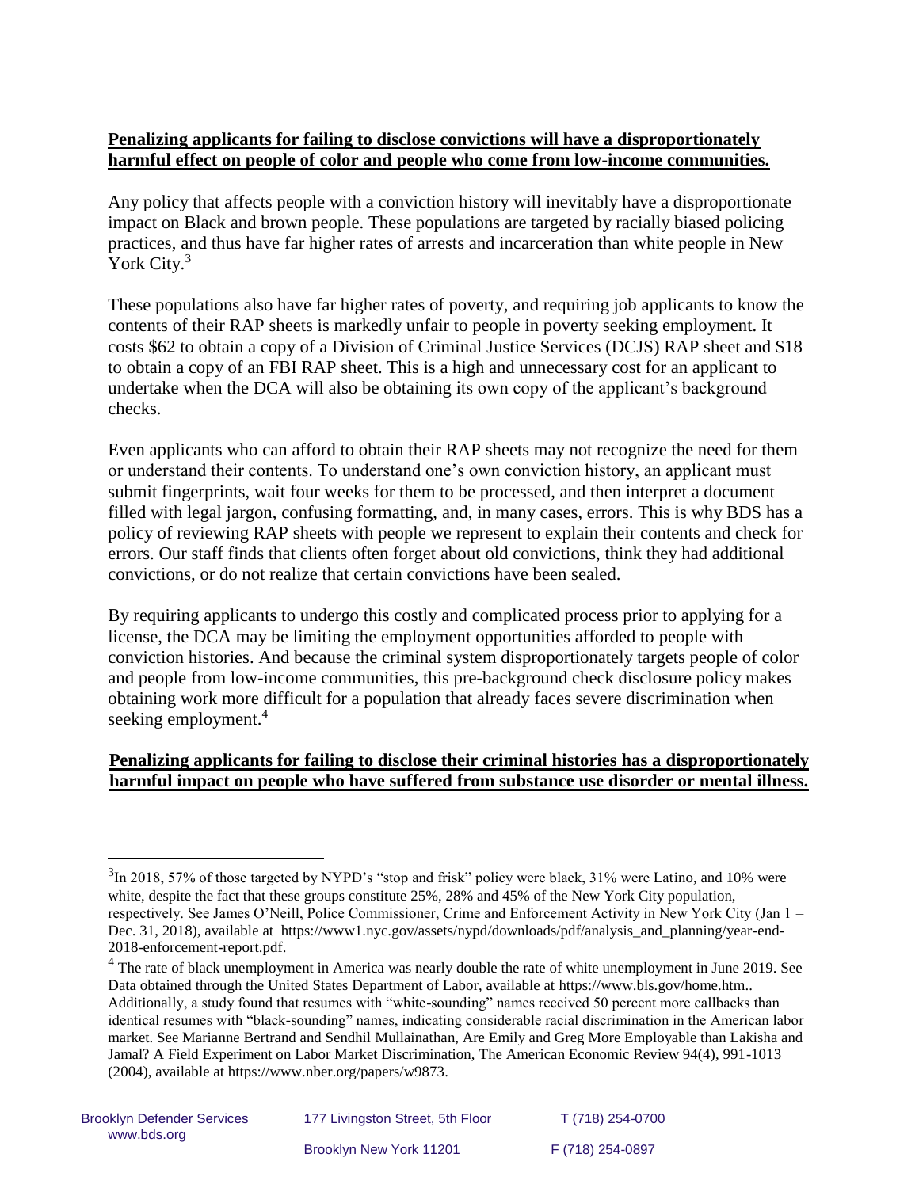**Penalizing applicants for failing to disclose convictions will have a disproportionately harmful effect on people of color and people who come from low-income communities.**

Any policy that affects people with a conviction history will inevitably have a disproportionate impact on Black and brown people. These populations are targeted by racially biased policing practices, and thus have far higher rates of arrests and incarceration than white people in New York City.[3]

These populations also have far higher rates of poverty, and requiring job applicants to know the contents of their RAP sheets is markedly unfair to people in poverty seeking employment. It costs $62 to obtain a copy of a Division of Criminal Justice Services (DCJS) RAP sheet and $18 to obtain a copy of an FBI RAP sheet. This is a high and unnecessary cost for an applicant to undertake when the DCA will also be obtaining its own copy of the applicant's background checks.

Even applicants who can afford to obtain their RAP sheets may not recognize the need for them or understand their contents. To understand one's own conviction history, an applicant must submit fingerprints, wait four weeks for them to be processed, and then interpret a document filled with legal jargon, confusing formatting, and, in many cases, errors. This is why BDS has a policy of reviewing RAP sheets with people we represent to explain their contents and check for errors. Our staff finds that clients often forget about old convictions, think they had additional convictions, or do not realize that certain convictions have been sealed.

By requiring applicants to undergo this costly and complicated process prior to applying for a license, the DCA may be limiting the employment opportunities afforded to people with conviction histories. And because the criminal system disproportionately targets people of color and people from low-income communities, this pre-background check disclosure policy makes obtaining work more difficult for a population that already faces severe discrimination when seeking employment.[4]

**Penalizing applicants for failing to disclose their criminal histories has a disproportionately harmful impact on people who have suffered from substance use disorder or mental illness.**

---

[3] In 2018, 57% of those targeted by NYPD's "stop and frisk" policy were black, 31% were Latino, and 10% were white, despite the fact that these groups constitute 25%, 28% and 45% of the New York City population, respectively. See James O'Neill, Police Commissioner, Crime and Enforcement Activity in New York City (Jan 1 – Dec. 31, 2018), available at https://www1.nyc.gov/assets/nypd/downloads/pdf/analysis_and_planning/year-end-2018-enforcement-report.pdf.

[4] The rate of black unemployment in America was nearly double the rate of white unemployment in June 2019. See Data obtained through the United States Department of Labor, available at https://www.bls.gov/home.htm.. Additionally, a study found that resumes with "white-sounding" names received 50 percent more callbacks than identical resumes with "black-sounding" names, indicating considerable racial discrimination in the American labor market. See Marianne Bertrand and Sendhil Mullainathan, Are Emily and Greg More Employable than Lakisha and Jamal? A Field Experiment on Labor Market Discrimination, The American Economic Review 94(4), 991-1013 (2004), available at https://www.nber.org/papers/w9873.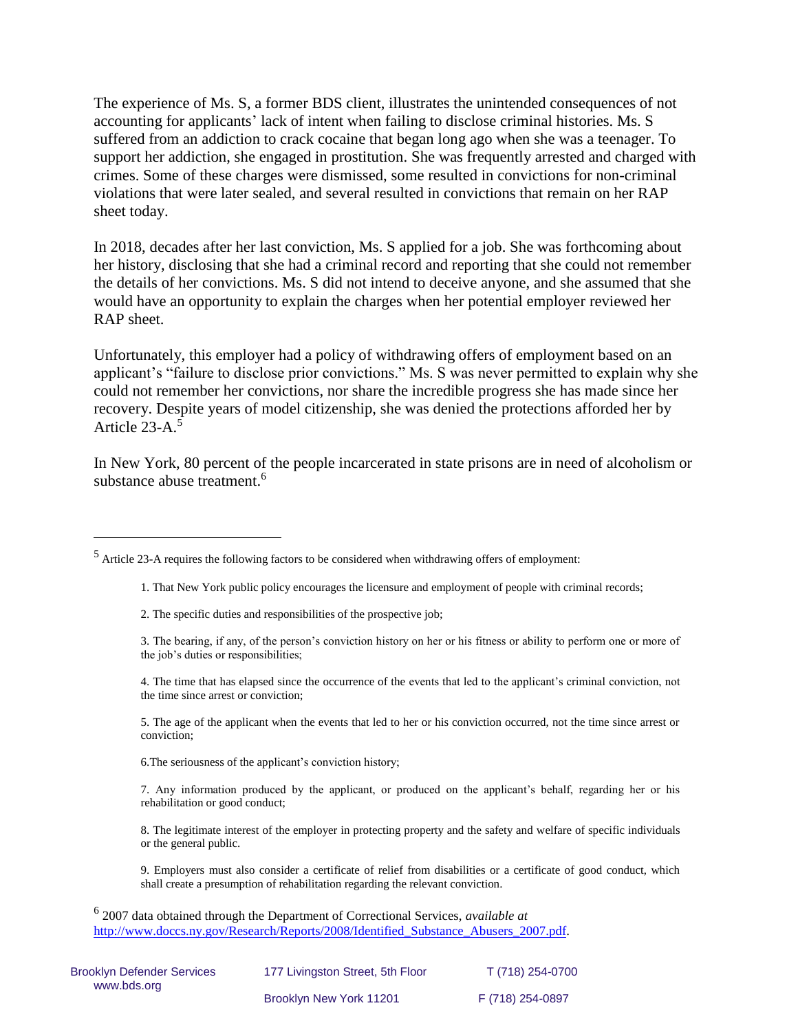The experience of Ms. S, a former BDS client, illustrates the unintended consequences of not accounting for applicants' lack of intent when failing to disclose criminal histories. Ms. S suffered from an addiction to crack cocaine that began long ago when she was a teenager. To support her addiction, she engaged in prostitution. She was frequently arrested and charged with crimes. Some of these charges were dismissed, some resulted in convictions for non-criminal violations that were later sealed, and several resulted in convictions that remain on her RAP sheet today.

In 2018, decades after her last conviction, Ms. S applied for a job. She was forthcoming about her history, disclosing that she had a criminal record and reporting that she could not remember the details of her convictions. Ms. S did not intend to deceive anyone, and she assumed that she would have an opportunity to explain the charges when her potential employer reviewed her RAP sheet.

Unfortunately, this employer had a policy of withdrawing offers of employment based on an applicant's "failure to disclose prior convictions." Ms. S was never permitted to explain why she could not remember her convictions, nor share the incredible progress she has made since her recovery. Despite years of model citizenship, she was denied the protections afforded her by Article 23-A.[5]

In New York, 80 percent of the people incarcerated in state prisons are in need of alcoholism or substance abuse treatment.[6]

---

[5] Article 23-A requires the following factors to be considered when withdrawing offers of employment:

1. That New York public policy encourages the licensure and employment of people with criminal records;
2. The specific duties and responsibilities of the prospective job;
3. The bearing, if any, of the person's conviction history on her or his fitness or ability to perform one or more of the job's duties or responsibilities;
4. The time that has elapsed since the occurrence of the events that led to the applicant's criminal conviction, not the time since arrest or conviction;
5. The age of the applicant when the events that led to her or his conviction occurred, not the time since arrest or conviction;
6. The seriousness of the applicant's conviction history;
7. Any information produced by the applicant, or produced on the applicant's behalf, regarding her or his rehabilitation or good conduct;
8. The legitimate interest of the employer in protecting property and the safety and welfare of specific individuals or the general public.
9. Employers must also consider a certificate of relief from disabilities or a certificate of good conduct, which shall create a presumption of rehabilitation regarding the relevant conviction.

[6] 2007 data obtained through the Department of Correctional Services, *available at* http://www.doccs.ny.gov/Research/Reports/2008/Identified_Substance_Abusers_2007.pdf.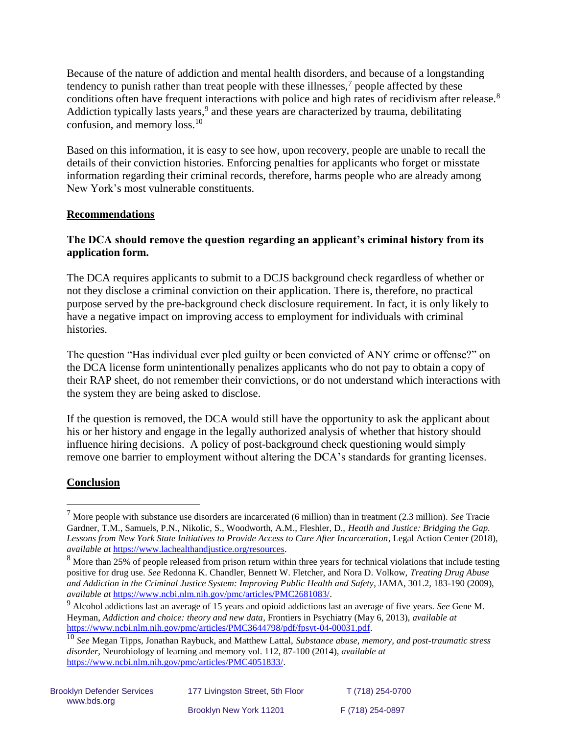Because of the nature of addiction and mental health disorders, and because of a longstanding tendency to punish rather than treat people with these illnesses,[7] people affected by these conditions often have frequent interactions with police and high rates of recidivism after release.[8] Addiction typically lasts years,[9] and these years are characterized by trauma, debilitating confusion, and memory loss.[10]

Based on this information, it is easy to see how, upon recovery, people are unable to recall the details of their conviction histories. Enforcing penalties for applicants who forget or misstate information regarding their criminal records, therefore, harms people who are already among New York's most vulnerable constituents.

## Recommendations

**The DCA should remove the question regarding an applicant's criminal history from its application form.**

The DCA requires applicants to submit to a DCJS background check regardless of whether or not they disclose a criminal conviction on their application. There is, therefore, no practical purpose served by the pre-background check disclosure requirement. In fact, it is only likely to have a negative impact on improving access to employment for individuals with criminal histories.

The question "Has individual ever pled guilty or been convicted of ANY crime or offense?" on the DCA license form unintentionally penalizes applicants who do not pay to obtain a copy of their RAP sheet, do not remember their convictions, or do not understand which interactions with the system they are being asked to disclose.

If the question is removed, the DCA would still have the opportunity to ask the applicant about his or her history and engage in the legally authorized analysis of whether that history should influence hiring decisions. A policy of post-background check questioning would simply remove one barrier to employment without altering the DCA's standards for granting licenses.

## Conclusion

---

[7] More people with substance use disorders are incarcerated (6 million) than in treatment (2.3 million). *See* Tracie Gardner, T.M., Samuels, P.N., Nikolic, S., Woodworth, A.M., Fleshler, D., *Heatlh and Justice: Bridging the Gap. Lessons from New York State Initiatives to Provide Access to Care After Incarceration*, Legal Action Center (2018), *available at* https://www.lachealthandjustice.org/resources.

[8] More than 25% of people released from prison return within three years for technical violations that include testing positive for drug use. *See* Redonna K. Chandler, Bennett W. Fletcher, and Nora D. Volkow, *Treating Drug Abuse and Addiction in the Criminal Justice System: Improving Public Health and Safety*, JAMA, 301.2, 183-190 (2009), *available at* https://www.ncbi.nlm.nih.gov/pmc/articles/PMC2681083/.

[9] Alcohol addictions last an average of 15 years and opioid addictions last an average of five years. *See* Gene M. Heyman, *Addiction and choice: theory and new data*, Frontiers in Psychiatry (May 6, 2013), *available at* https://www.ncbi.nlm.nih.gov/pmc/articles/PMC3644798/pdf/fpsyt-04-00031.pdf.

[10] *See* Megan Tipps, Jonathan Raybuck, and Matthew Lattal, *Substance abuse, memory, and post-traumatic stress disorder*, Neurobiology of learning and memory vol. 112, 87-100 (2014), *available at* https://www.ncbi.nlm.nih.gov/pmc/articles/PMC4051833/.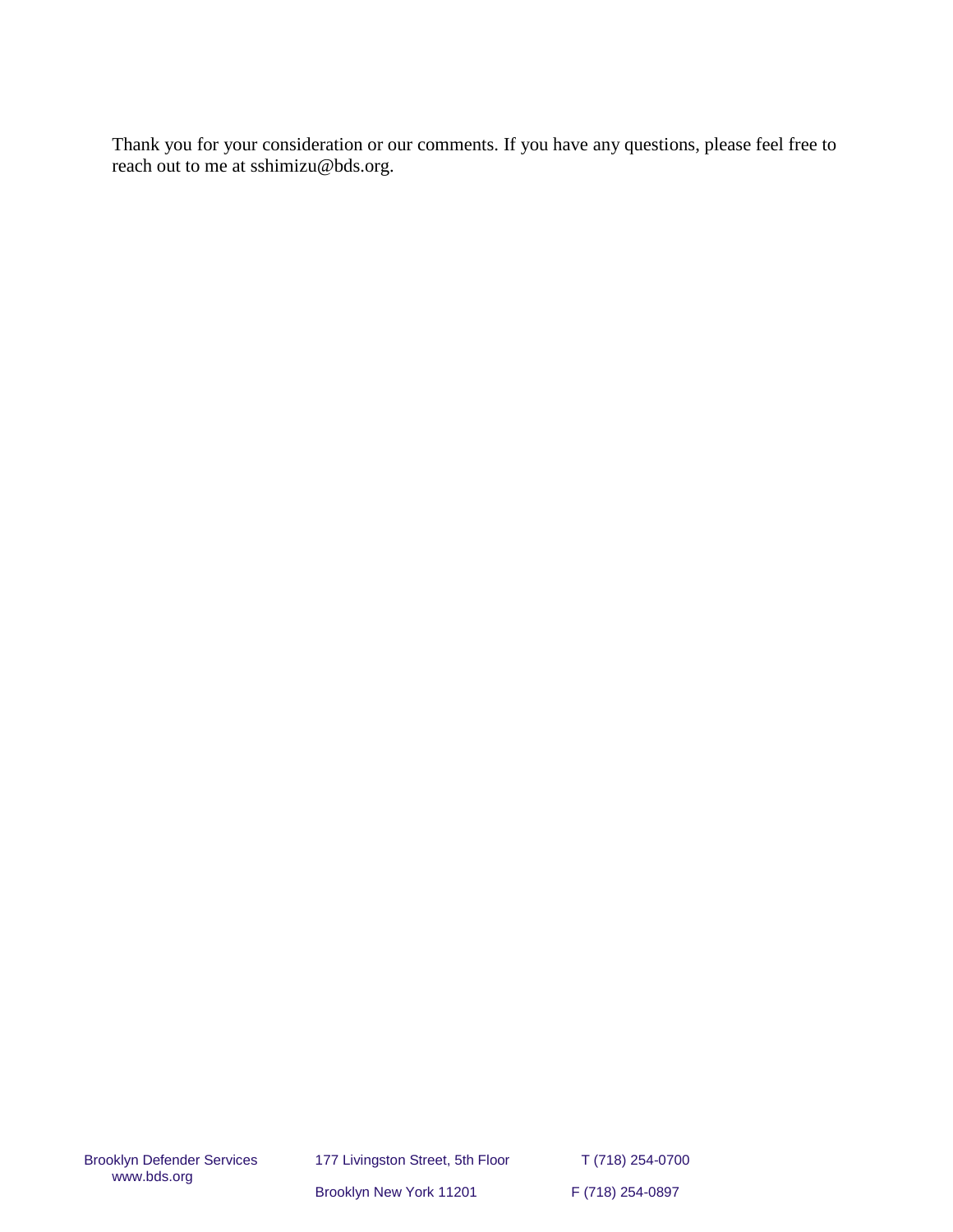Thank you for your consideration or our comments. If you have any questions, please feel free to reach out to me at sshimizu@bds.org.